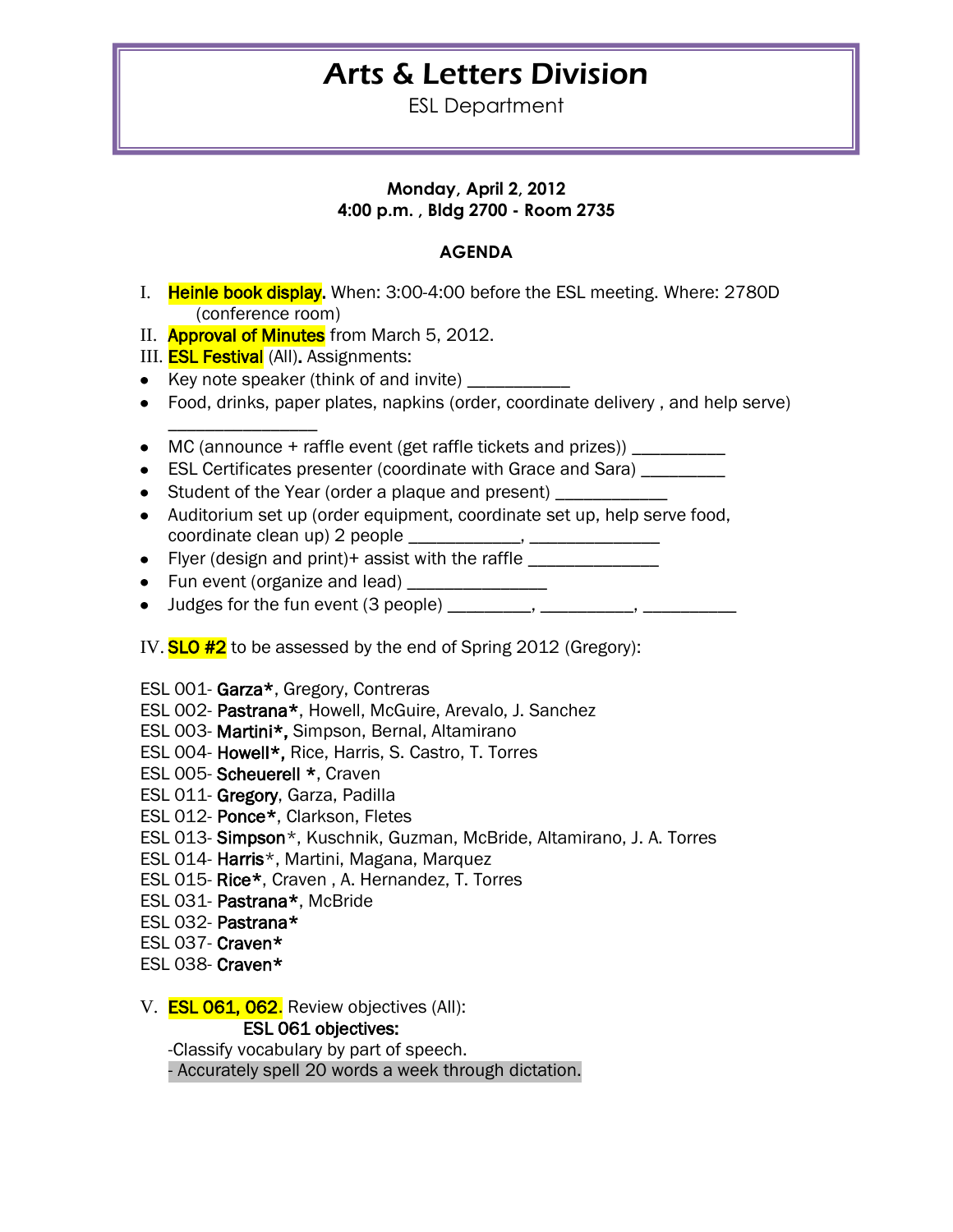# Arts & Letters Division

ESL Department

**Monday, April 2, 2012**
**4:00 p.m. , Bldg 2700 - Room 2735**

**AGENDA**

I. Heinle book display. When: 3:00-4:00 before the ESL meeting. Where: 2780D (conference room)

II. Approval of Minutes from March 5, 2012.

III. ESL Festival (All). Assignments:

- Key note speaker (think of and invite) ___________
- Food, drinks, paper plates, napkins (order, coordinate delivery , and help serve) ________________
- MC (announce + raffle event (get raffle tickets and prizes)) __________
- ESL Certificates presenter (coordinate with Grace and Sara) _________
- Student of the Year (order a plaque and present) ____________
- Auditorium set up (order equipment, coordinate set up, help serve food, coordinate clean up) 2 people ____________, ______________
- Flyer (design and print)+ assist with the raffle ______________
- Fun event (organize and lead) _______________
- Judges for the fun event (3 people) _________, __________, __________

IV. SLO #2 to be assessed by the end of Spring 2012 (Gregory):

ESL 001- **Garza***, Gregory, Contreras
ESL 002- **Pastrana***, Howell, McGuire, Arevalo, J. Sanchez
ESL 003- **Martini*,** Simpson, Bernal, Altamirano
ESL 004- **Howell*,** Rice, Harris, S. Castro, T. Torres
ESL 005- **Scheuerell ***, Craven
ESL 011- **Gregory**, Garza, Padilla
ESL 012- **Ponce***, Clarkson, Fletes
ESL 013- **Simpson***, Kuschnik, Guzman, McBride, Altamirano, J. A. Torres
ESL 014- **Harris***, Martini, Magana, Marquez
ESL 015- **Rice***, Craven , A. Hernandez, T. Torres
ESL 031- **Pastrana***, McBride
ESL 032- **Pastrana***
ESL 037- **Craven***
ESL 038- **Craven***

V. ESL 061, 062. Review objectives (All):

**ESL 061 objectives:**

-Classify vocabulary by part of speech.
- Accurately spell 20 words a week through dictation.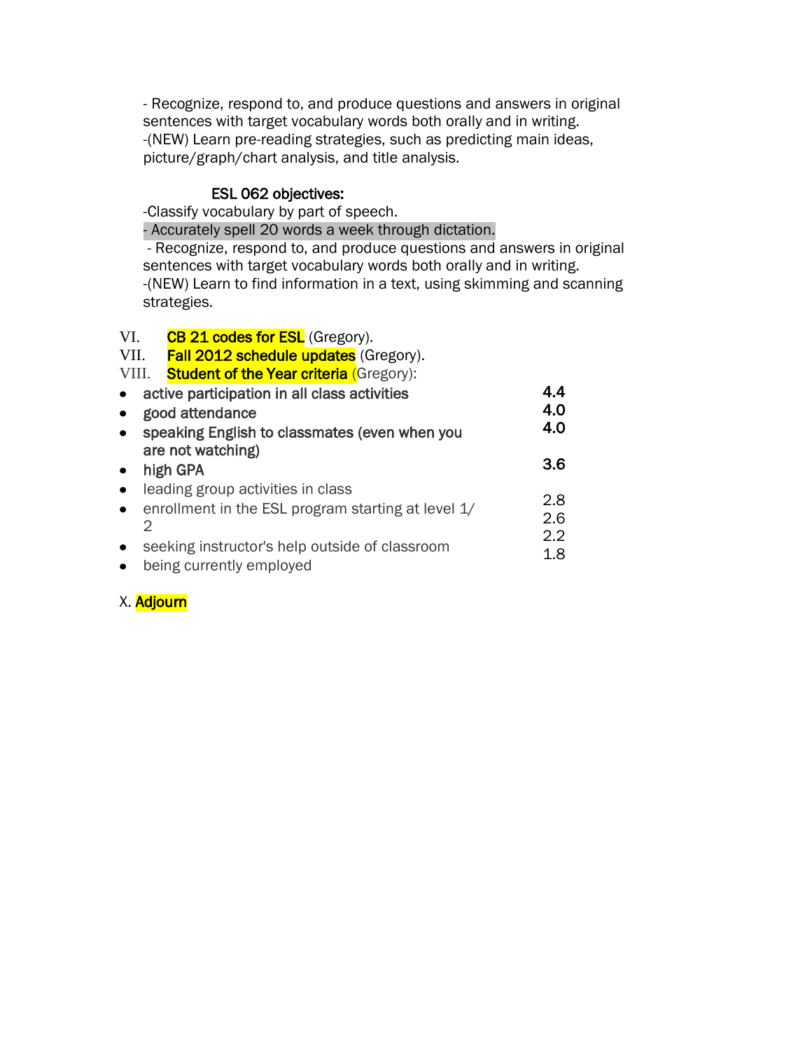- Recognize, respond to, and produce questions and answers in original sentences with target vocabulary words both orally and in writing.
-(NEW) Learn pre-reading strategies, such as predicting main ideas, picture/graph/chart analysis, and title analysis.

**ESL 062 objectives:**

-Classify vocabulary by part of speech.
- Accurately spell 20 words a week through dictation.
- Recognize, respond to, and produce questions and answers in original sentences with target vocabulary words both orally and in writing.
-(NEW) Learn to find information in a text, using skimming and scanning strategies.

VI. **CB 21 codes for ESL** (Gregory).

VII. **Fall 2012 schedule updates** (Gregory).

VIII. **Student of the Year criteria** (Gregory):

- **active participation in all class activities** — **4.4**
- **good attendance** — **4.0**
- **speaking English to classmates (even when you are not watching)** — **4.0**
- **high GPA** — **3.6**
- leading group activities in class — 2.8
- enrollment in the ESL program starting at level 1/2 — 2.6
- seeking instructor's help outside of classroom — 2.2
- being currently employed — 1.8

X. **Adjourn**